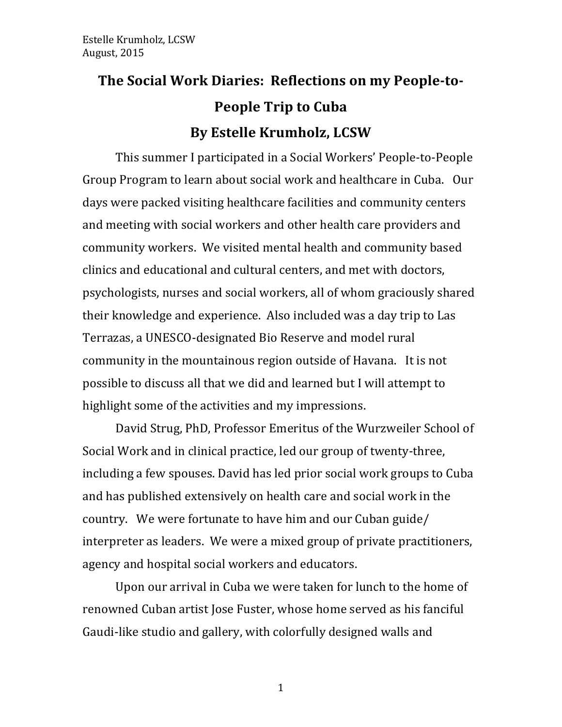Estelle Krumholz, LCSW
August, 2015

# The Social Work Diaries: Reflections on my People-to-People Trip to Cuba

## By Estelle Krumholz, LCSW

This summer I participated in a Social Workers' People-to-People Group Program to learn about social work and healthcare in Cuba. Our days were packed visiting healthcare facilities and community centers and meeting with social workers and other health care providers and community workers. We visited mental health and community based clinics and educational and cultural centers, and met with doctors, psychologists, nurses and social workers, all of whom graciously shared their knowledge and experience. Also included was a day trip to Las Terrazas, a UNESCO-designated Bio Reserve and model rural community in the mountainous region outside of Havana. It is not possible to discuss all that we did and learned but I will attempt to highlight some of the activities and my impressions.

David Strug, PhD, Professor Emeritus of the Wurzweiler School of Social Work and in clinical practice, led our group of twenty-three, including a few spouses. David has led prior social work groups to Cuba and has published extensively on health care and social work in the country. We were fortunate to have him and our Cuban guide/ interpreter as leaders. We were a mixed group of private practitioners, agency and hospital social workers and educators.

Upon our arrival in Cuba we were taken for lunch to the home of renowned Cuban artist Jose Fuster, whose home served as his fanciful Gaudi-like studio and gallery, with colorfully designed walls and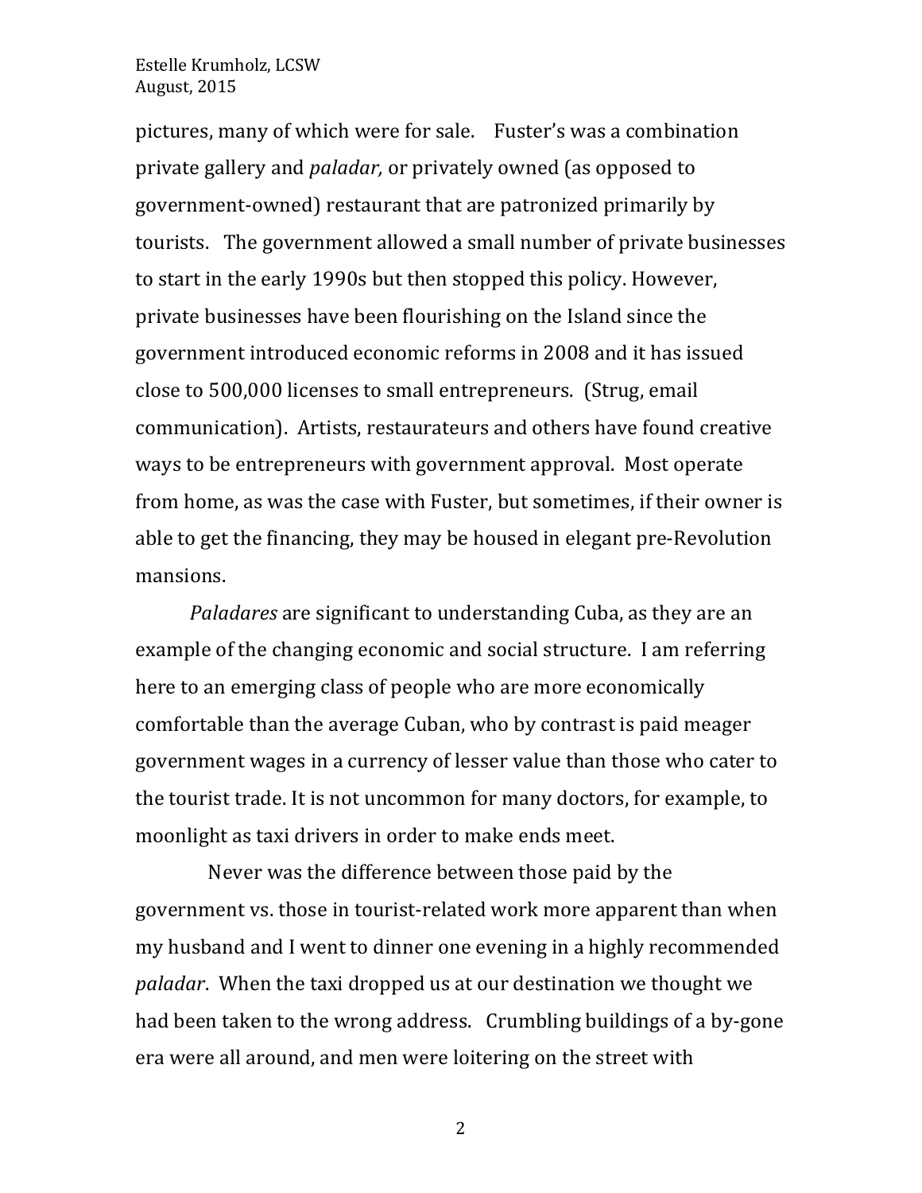pictures, many of which were for sale. Fuster's was a combination private gallery and *paladar,* or privately owned (as opposed to government-owned) restaurant that are patronized primarily by tourists. The government allowed a small number of private businesses to start in the early 1990s but then stopped this policy. However, private businesses have been flourishing on the Island since the government introduced economic reforms in 2008 and it has issued close to 500,000 licenses to small entrepreneurs. (Strug, email communication). Artists, restaurateurs and others have found creative ways to be entrepreneurs with government approval. Most operate from home, as was the case with Fuster, but sometimes, if their owner is able to get the financing, they may be housed in elegant pre-Revolution mansions.

*Paladares* are significant to understanding Cuba, as they are an example of the changing economic and social structure. I am referring here to an emerging class of people who are more economically comfortable than the average Cuban, who by contrast is paid meager government wages in a currency of lesser value than those who cater to the tourist trade. It is not uncommon for many doctors, for example, to moonlight as taxi drivers in order to make ends meet.

Never was the difference between those paid by the government vs. those in tourist-related work more apparent than when my husband and I went to dinner one evening in a highly recommended *paladar*. When the taxi dropped us at our destination we thought we had been taken to the wrong address. Crumbling buildings of a by-gone era were all around, and men were loitering on the street with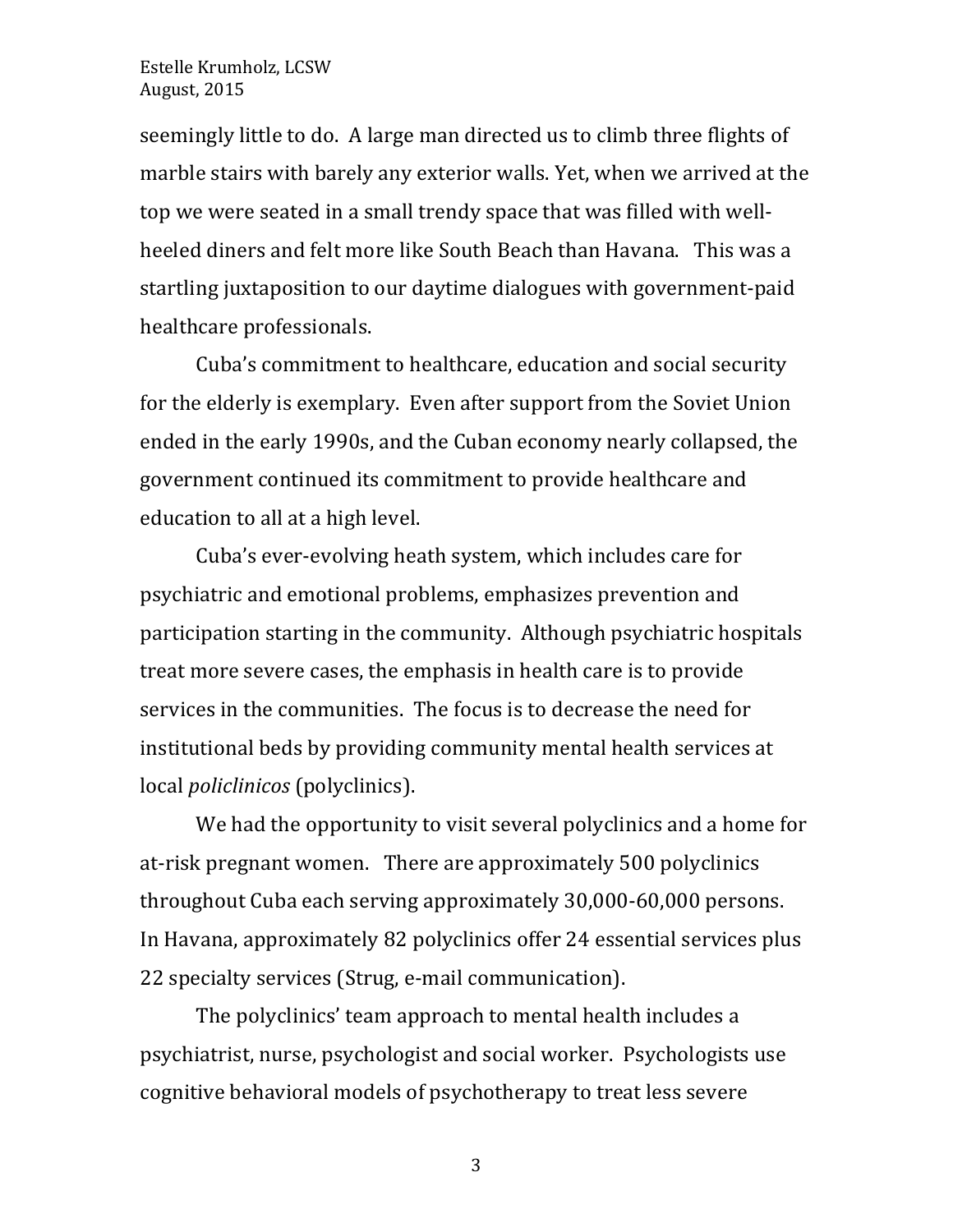seemingly little to do. A large man directed us to climb three flights of marble stairs with barely any exterior walls. Yet, when we arrived at the top we were seated in a small trendy space that was filled with well-heeled diners and felt more like South Beach than Havana. This was a startling juxtaposition to our daytime dialogues with government-paid healthcare professionals.

Cuba's commitment to healthcare, education and social security for the elderly is exemplary. Even after support from the Soviet Union ended in the early 1990s, and the Cuban economy nearly collapsed, the government continued its commitment to provide healthcare and education to all at a high level.

Cuba's ever-evolving heath system, which includes care for psychiatric and emotional problems, emphasizes prevention and participation starting in the community. Although psychiatric hospitals treat more severe cases, the emphasis in health care is to provide services in the communities. The focus is to decrease the need for institutional beds by providing community mental health services at local *policlinicos* (polyclinics).

We had the opportunity to visit several polyclinics and a home for at-risk pregnant women. There are approximately 500 polyclinics throughout Cuba each serving approximately 30,000-60,000 persons. In Havana, approximately 82 polyclinics offer 24 essential services plus 22 specialty services (Strug, e-mail communication).

The polyclinics' team approach to mental health includes a psychiatrist, nurse, psychologist and social worker. Psychologists use cognitive behavioral models of psychotherapy to treat less severe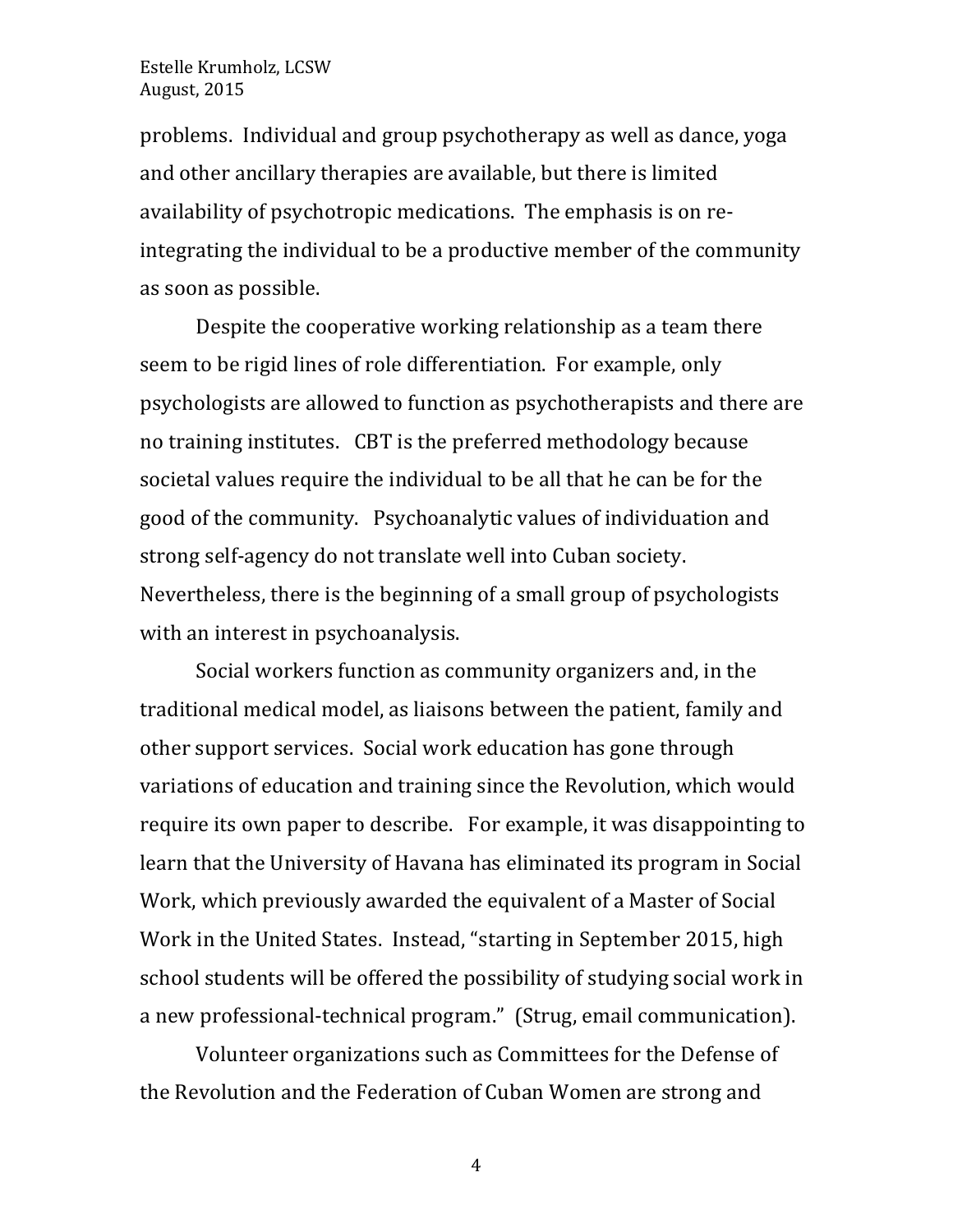problems. Individual and group psychotherapy as well as dance, yoga and other ancillary therapies are available, but there is limited availability of psychotropic medications. The emphasis is on re-integrating the individual to be a productive member of the community as soon as possible.

Despite the cooperative working relationship as a team there seem to be rigid lines of role differentiation. For example, only psychologists are allowed to function as psychotherapists and there are no training institutes. CBT is the preferred methodology because societal values require the individual to be all that he can be for the good of the community. Psychoanalytic values of individuation and strong self-agency do not translate well into Cuban society. Nevertheless, there is the beginning of a small group of psychologists with an interest in psychoanalysis.

Social workers function as community organizers and, in the traditional medical model, as liaisons between the patient, family and other support services. Social work education has gone through variations of education and training since the Revolution, which would require its own paper to describe. For example, it was disappointing to learn that the University of Havana has eliminated its program in Social Work, which previously awarded the equivalent of a Master of Social Work in the United States. Instead, "starting in September 2015, high school students will be offered the possibility of studying social work in a new professional-technical program." (Strug, email communication).

Volunteer organizations such as Committees for the Defense of the Revolution and the Federation of Cuban Women are strong and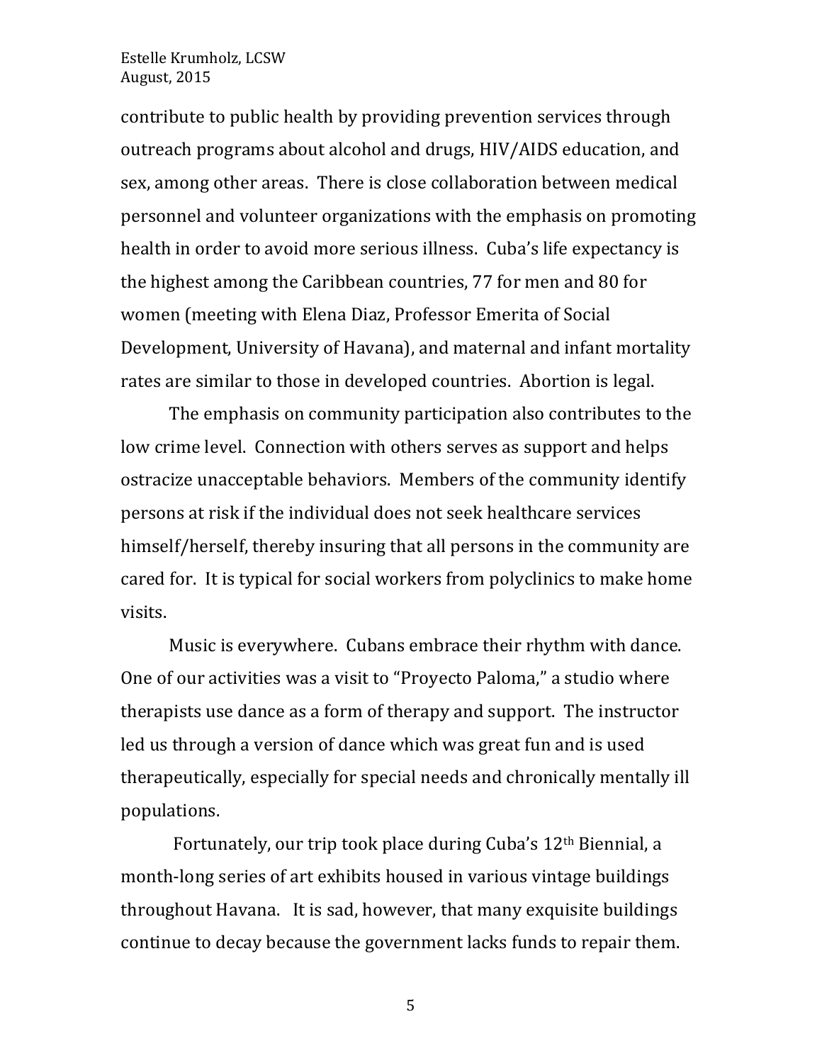contribute to public health by providing prevention services through outreach programs about alcohol and drugs, HIV/AIDS education, and sex, among other areas. There is close collaboration between medical personnel and volunteer organizations with the emphasis on promoting health in order to avoid more serious illness. Cuba's life expectancy is the highest among the Caribbean countries, 77 for men and 80 for women (meeting with Elena Diaz, Professor Emerita of Social Development, University of Havana), and maternal and infant mortality rates are similar to those in developed countries. Abortion is legal.

The emphasis on community participation also contributes to the low crime level. Connection with others serves as support and helps ostracize unacceptable behaviors. Members of the community identify persons at risk if the individual does not seek healthcare services himself/herself, thereby insuring that all persons in the community are cared for. It is typical for social workers from polyclinics to make home visits.

Music is everywhere. Cubans embrace their rhythm with dance. One of our activities was a visit to "Proyecto Paloma," a studio where therapists use dance as a form of therapy and support. The instructor led us through a version of dance which was great fun and is used therapeutically, especially for special needs and chronically mentally ill populations.

Fortunately, our trip took place during Cuba's 12th Biennial, a month-long series of art exhibits housed in various vintage buildings throughout Havana. It is sad, however, that many exquisite buildings continue to decay because the government lacks funds to repair them.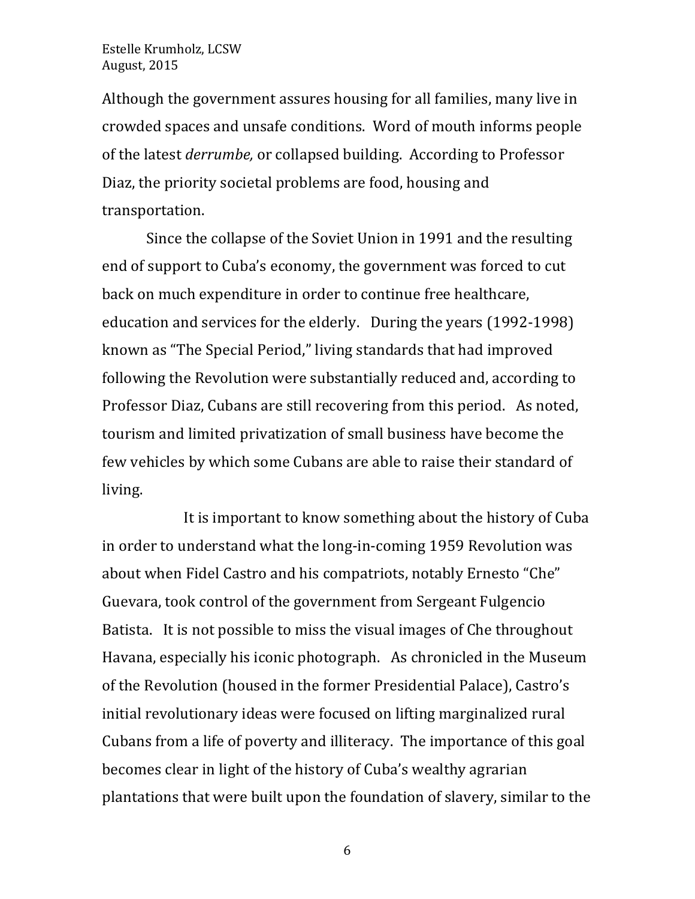Although the government assures housing for all families, many live in crowded spaces and unsafe conditions. Word of mouth informs people of the latest *derrumbe,* or collapsed building. According to Professor Diaz, the priority societal problems are food, housing and transportation.

Since the collapse of the Soviet Union in 1991 and the resulting end of support to Cuba's economy, the government was forced to cut back on much expenditure in order to continue free healthcare, education and services for the elderly. During the years (1992-1998) known as "The Special Period," living standards that had improved following the Revolution were substantially reduced and, according to Professor Diaz, Cubans are still recovering from this period. As noted, tourism and limited privatization of small business have become the few vehicles by which some Cubans are able to raise their standard of living.

It is important to know something about the history of Cuba in order to understand what the long-in-coming 1959 Revolution was about when Fidel Castro and his compatriots, notably Ernesto "Che" Guevara, took control of the government from Sergeant Fulgencio Batista. It is not possible to miss the visual images of Che throughout Havana, especially his iconic photograph. As chronicled in the Museum of the Revolution (housed in the former Presidential Palace), Castro's initial revolutionary ideas were focused on lifting marginalized rural Cubans from a life of poverty and illiteracy. The importance of this goal becomes clear in light of the history of Cuba's wealthy agrarian plantations that were built upon the foundation of slavery, similar to the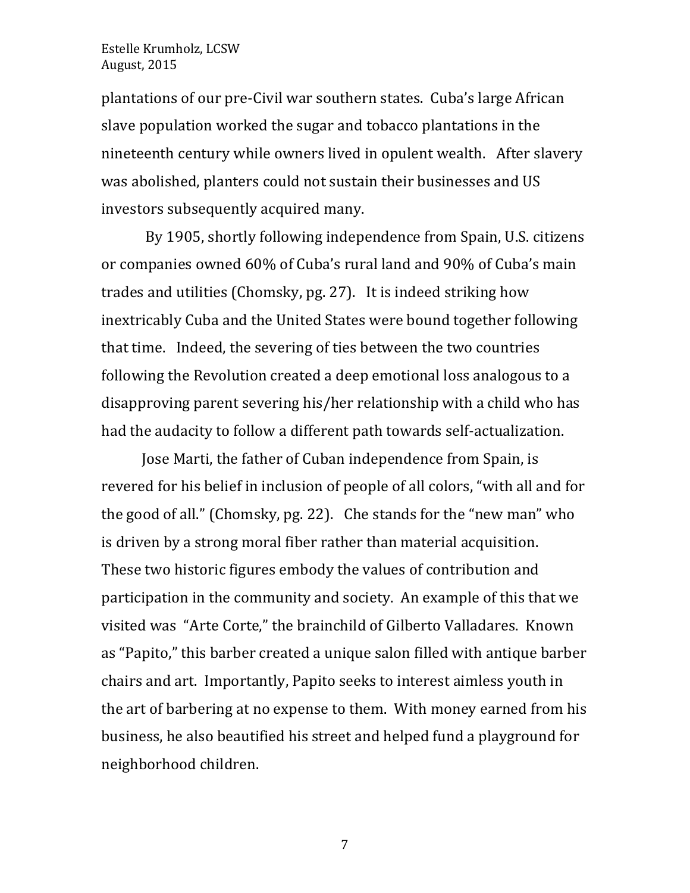plantations of our pre-Civil war southern states. Cuba's large African slave population worked the sugar and tobacco plantations in the nineteenth century while owners lived in opulent wealth. After slavery was abolished, planters could not sustain their businesses and US investors subsequently acquired many.

By 1905, shortly following independence from Spain, U.S. citizens or companies owned 60% of Cuba's rural land and 90% of Cuba's main trades and utilities (Chomsky, pg. 27). It is indeed striking how inextricably Cuba and the United States were bound together following that time. Indeed, the severing of ties between the two countries following the Revolution created a deep emotional loss analogous to a disapproving parent severing his/her relationship with a child who has had the audacity to follow a different path towards self-actualization.

Jose Marti, the father of Cuban independence from Spain, is revered for his belief in inclusion of people of all colors, "with all and for the good of all." (Chomsky, pg. 22). Che stands for the "new man" who is driven by a strong moral fiber rather than material acquisition. These two historic figures embody the values of contribution and participation in the community and society. An example of this that we visited was "Arte Corte," the brainchild of Gilberto Valladares. Known as "Papito," this barber created a unique salon filled with antique barber chairs and art. Importantly, Papito seeks to interest aimless youth in the art of barbering at no expense to them. With money earned from his business, he also beautified his street and helped fund a playground for neighborhood children.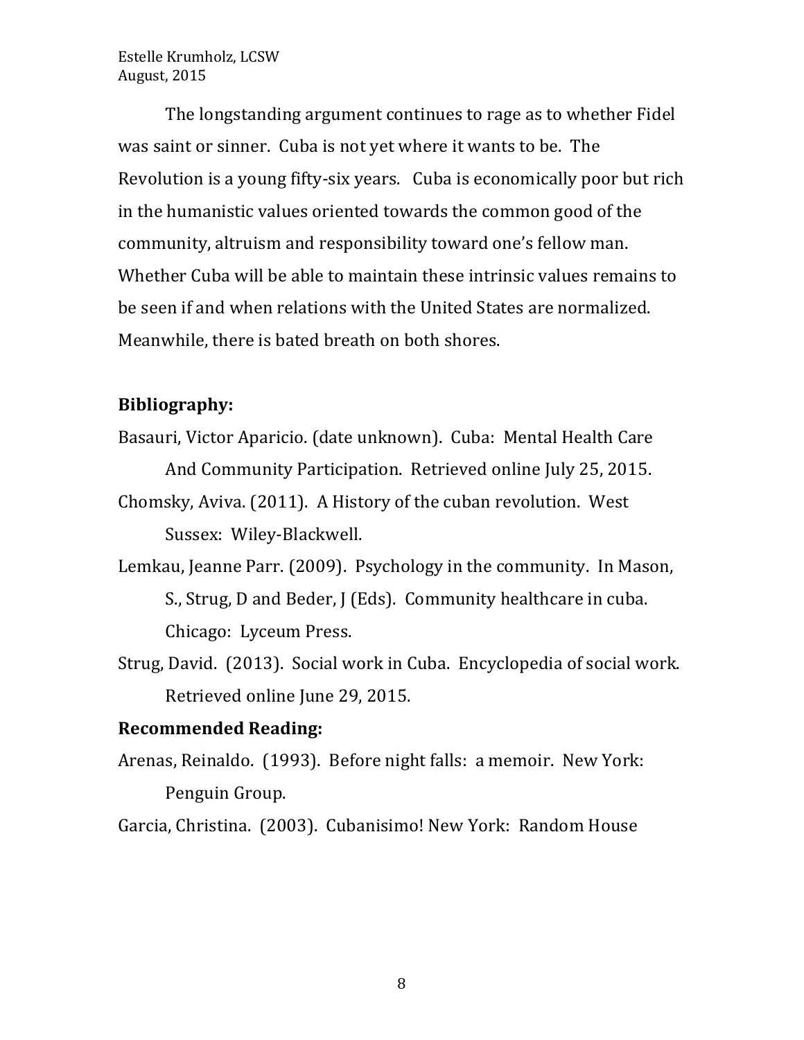The longstanding argument continues to rage as to whether Fidel was saint or sinner. Cuba is not yet where it wants to be. The Revolution is a young fifty-six years. Cuba is economically poor but rich in the humanistic values oriented towards the common good of the community, altruism and responsibility toward one's fellow man. Whether Cuba will be able to maintain these intrinsic values remains to be seen if and when relations with the United States are normalized. Meanwhile, there is bated breath on both shores.

**Bibliography:**

Basauri, Victor Aparicio. (date unknown). Cuba: Mental Health Care And Community Participation. Retrieved online July 25, 2015.

Chomsky, Aviva. (2011). A History of the cuban revolution. West Sussex: Wiley-Blackwell.

Lemkau, Jeanne Parr. (2009). Psychology in the community. In Mason, S., Strug, D and Beder, J (Eds). Community healthcare in cuba. Chicago: Lyceum Press.

Strug, David. (2013). Social work in Cuba. Encyclopedia of social work. Retrieved online June 29, 2015.

**Recommended Reading:**

Arenas, Reinaldo. (1993). Before night falls: a memoir. New York: Penguin Group.

Garcia, Christina. (2003). Cubanisimo! New York: Random House